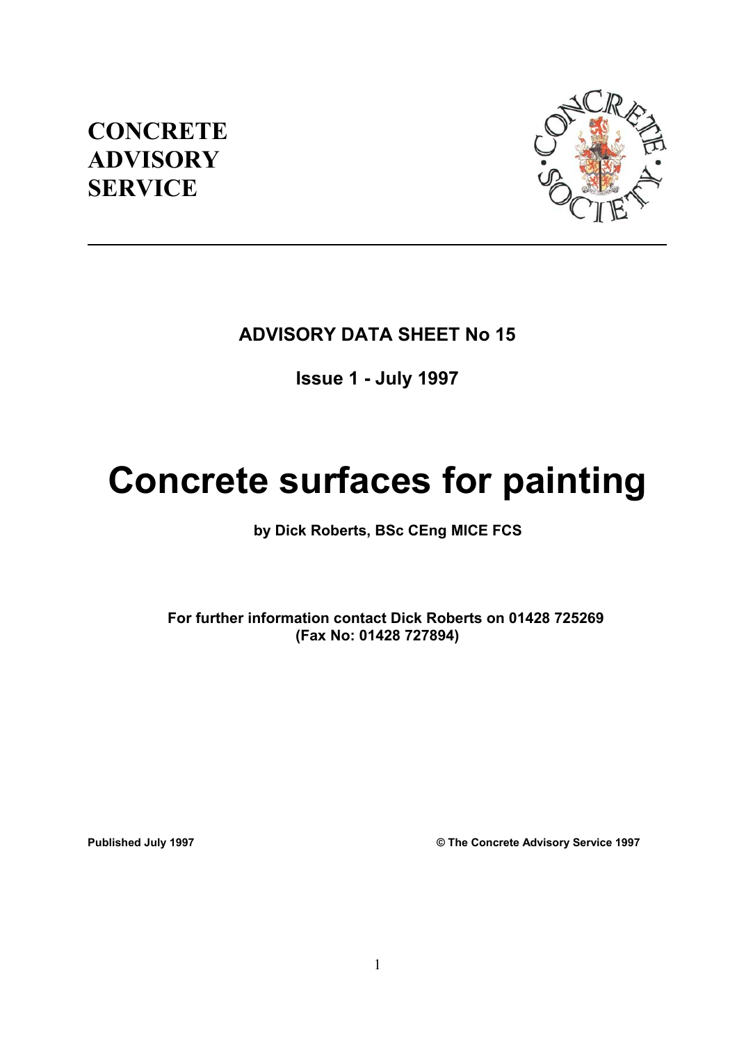**CONCRETE ADVISORY SERVICE**

---

**ADVISORY DATA SHEET No 15**

**Issue 1 - July 1997**

# Concrete surfaces for painting

**by Dick Roberts, BSc CEng MICE FCS**

**For further information contact Dick Roberts on 01428 725269 (Fax No: 01428 727894)**

**Published July 1997** **© The Concrete Advisory Service 1997**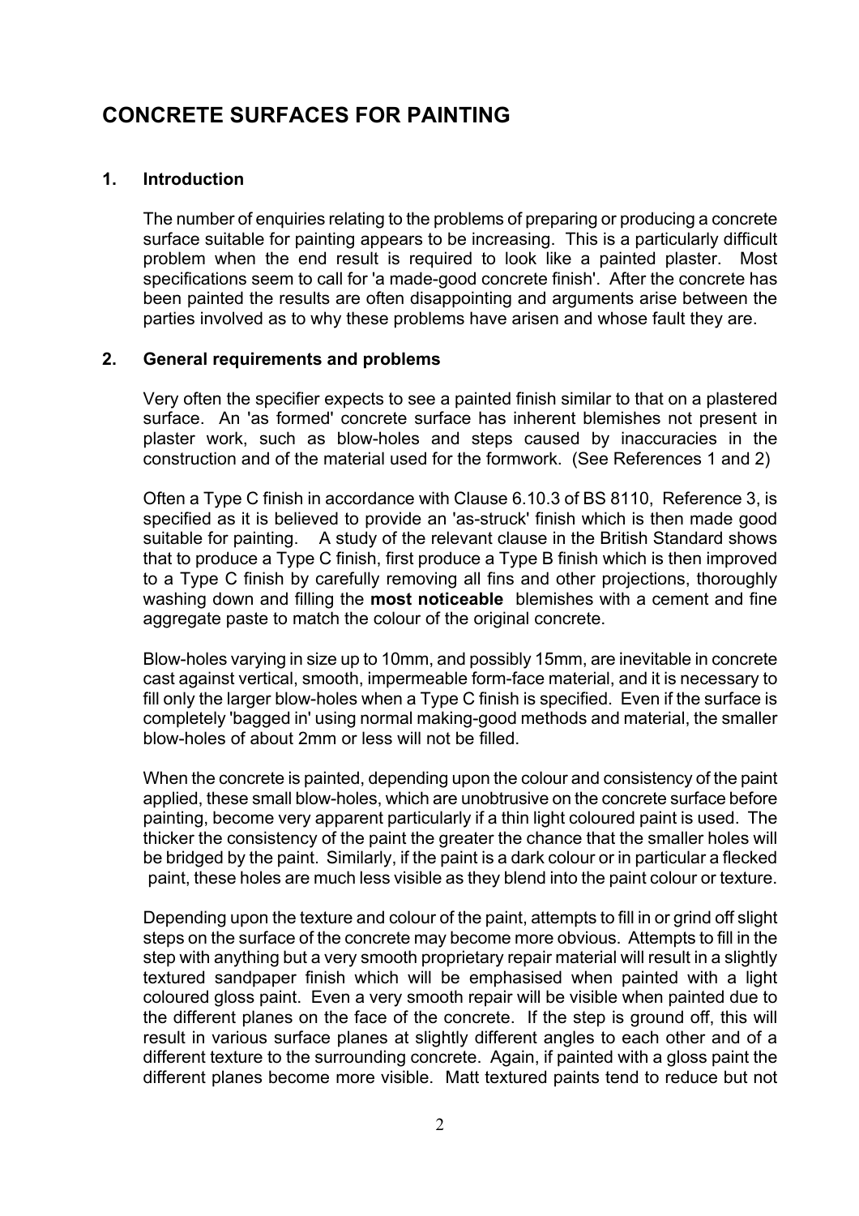# CONCRETE SURFACES FOR PAINTING

## 1. Introduction

The number of enquiries relating to the problems of preparing or producing a concrete surface suitable for painting appears to be increasing. This is a particularly difficult problem when the end result is required to look like a painted plaster. Most specifications seem to call for 'a made-good concrete finish'. After the concrete has been painted the results are often disappointing and arguments arise between the parties involved as to why these problems have arisen and whose fault they are.

## 2. General requirements and problems

Very often the specifier expects to see a painted finish similar to that on a plastered surface. An 'as formed' concrete surface has inherent blemishes not present in plaster work, such as blow-holes and steps caused by inaccuracies in the construction and of the material used for the formwork. (See References 1 and 2)

Often a Type C finish in accordance with Clause 6.10.3 of BS 8110, Reference 3, is specified as it is believed to provide an 'as-struck' finish which is then made good suitable for painting. A study of the relevant clause in the British Standard shows that to produce a Type C finish, first produce a Type B finish which is then improved to a Type C finish by carefully removing all fins and other projections, thoroughly washing down and filling the **most noticeable** blemishes with a cement and fine aggregate paste to match the colour of the original concrete.

Blow-holes varying in size up to 10mm, and possibly 15mm, are inevitable in concrete cast against vertical, smooth, impermeable form-face material, and it is necessary to fill only the larger blow-holes when a Type C finish is specified. Even if the surface is completely 'bagged in' using normal making-good methods and material, the smaller blow-holes of about 2mm or less will not be filled.

When the concrete is painted, depending upon the colour and consistency of the paint applied, these small blow-holes, which are unobtrusive on the concrete surface before painting, become very apparent particularly if a thin light coloured paint is used. The thicker the consistency of the paint the greater the chance that the smaller holes will be bridged by the paint. Similarly, if the paint is a dark colour or in particular a flecked paint, these holes are much less visible as they blend into the paint colour or texture.

Depending upon the texture and colour of the paint, attempts to fill in or grind off slight steps on the surface of the concrete may become more obvious. Attempts to fill in the step with anything but a very smooth proprietary repair material will result in a slightly textured sandpaper finish which will be emphasised when painted with a light coloured gloss paint. Even a very smooth repair will be visible when painted due to the different planes on the face of the concrete. If the step is ground off, this will result in various surface planes at slightly different angles to each other and of a different texture to the surrounding concrete. Again, if painted with a gloss paint the different planes become more visible. Matt textured paints tend to reduce but not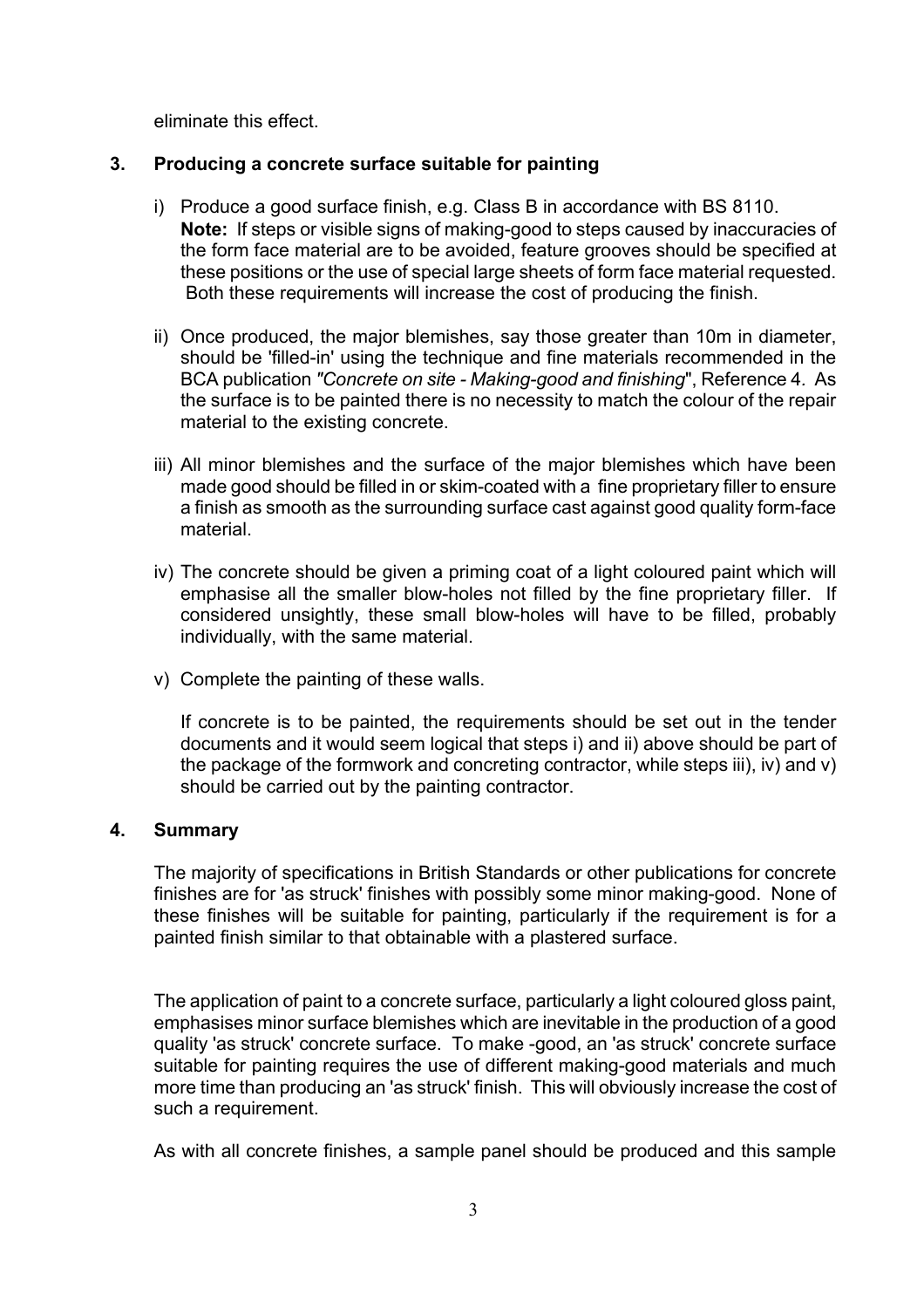eliminate this effect.

## 3. Producing a concrete surface suitable for painting

i) Produce a good surface finish, e.g. Class B in accordance with BS 8110.
**Note:** If steps or visible signs of making-good to steps caused by inaccuracies of the form face material are to be avoided, feature grooves should be specified at these positions or the use of special large sheets of form face material requested. Both these requirements will increase the cost of producing the finish.

ii) Once produced, the major blemishes, say those greater than 10m in diameter, should be 'filled-in' using the technique and fine materials recommended in the BCA publication *"Concrete on site - Making-good and finishing*", Reference 4. As the surface is to be painted there is no necessity to match the colour of the repair material to the existing concrete.

iii) All minor blemishes and the surface of the major blemishes which have been made good should be filled in or skim-coated with a fine proprietary filler to ensure a finish as smooth as the surrounding surface cast against good quality form-face material.

iv) The concrete should be given a priming coat of a light coloured paint which will emphasise all the smaller blow-holes not filled by the fine proprietary filler. If considered unsightly, these small blow-holes will have to be filled, probably individually, with the same material.

v) Complete the painting of these walls.

If concrete is to be painted, the requirements should be set out in the tender documents and it would seem logical that steps i) and ii) above should be part of the package of the formwork and concreting contractor, while steps iii), iv) and v) should be carried out by the painting contractor.

## 4. Summary

The majority of specifications in British Standards or other publications for concrete finishes are for 'as struck' finishes with possibly some minor making-good. None of these finishes will be suitable for painting, particularly if the requirement is for a painted finish similar to that obtainable with a plastered surface.

The application of paint to a concrete surface, particularly a light coloured gloss paint, emphasises minor surface blemishes which are inevitable in the production of a good quality 'as struck' concrete surface. To make -good, an 'as struck' concrete surface suitable for painting requires the use of different making-good materials and much more time than producing an 'as struck' finish. This will obviously increase the cost of such a requirement.

As with all concrete finishes, a sample panel should be produced and this sample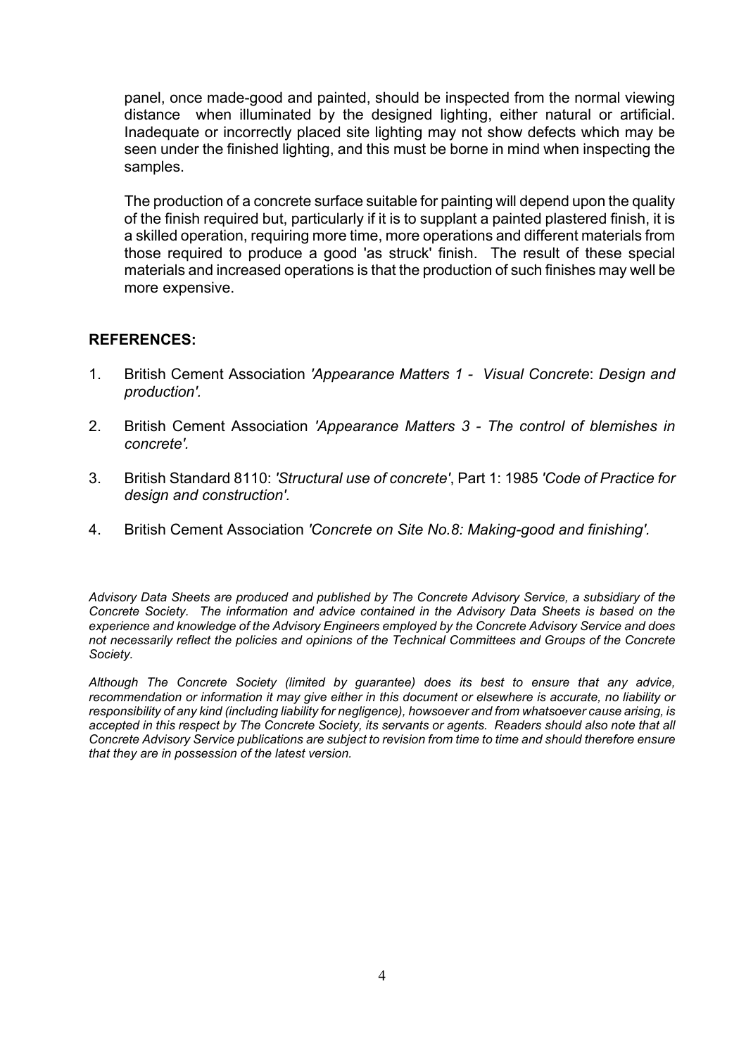panel, once made-good and painted, should be inspected from the normal viewing distance when illuminated by the designed lighting, either natural or artificial. Inadequate or incorrectly placed site lighting may not show defects which may be seen under the finished lighting, and this must be borne in mind when inspecting the samples.

The production of a concrete surface suitable for painting will depend upon the quality of the finish required but, particularly if it is to supplant a painted plastered finish, it is a skilled operation, requiring more time, more operations and different materials from those required to produce a good 'as struck' finish. The result of these special materials and increased operations is that the production of such finishes may well be more expensive.

**REFERENCES:**

1. British Cement Association *'Appearance Matters 1 - Visual Concrete*: *Design and production'*.
2. British Cement Association *'Appearance Matters 3 - The control of blemishes in concrete'.*
3. British Standard 8110: *'Structural use of concrete'*, Part 1: 1985 *'Code of Practice for design and construction'*.
4. British Cement Association *'Concrete on Site No.8: Making-good and finishing'.*

*Advisory Data Sheets are produced and published by The Concrete Advisory Service, a subsidiary of the Concrete Society. The information and advice contained in the Advisory Data Sheets is based on the experience and knowledge of the Advisory Engineers employed by the Concrete Advisory Service and does not necessarily reflect the policies and opinions of the Technical Committees and Groups of the Concrete Society.*

*Although The Concrete Society (limited by guarantee) does its best to ensure that any advice, recommendation or information it may give either in this document or elsewhere is accurate, no liability or responsibility of any kind (including liability for negligence), howsoever and from whatsoever cause arising, is accepted in this respect by The Concrete Society, its servants or agents. Readers should also note that all Concrete Advisory Service publications are subject to revision from time to time and should therefore ensure that they are in possession of the latest version.*